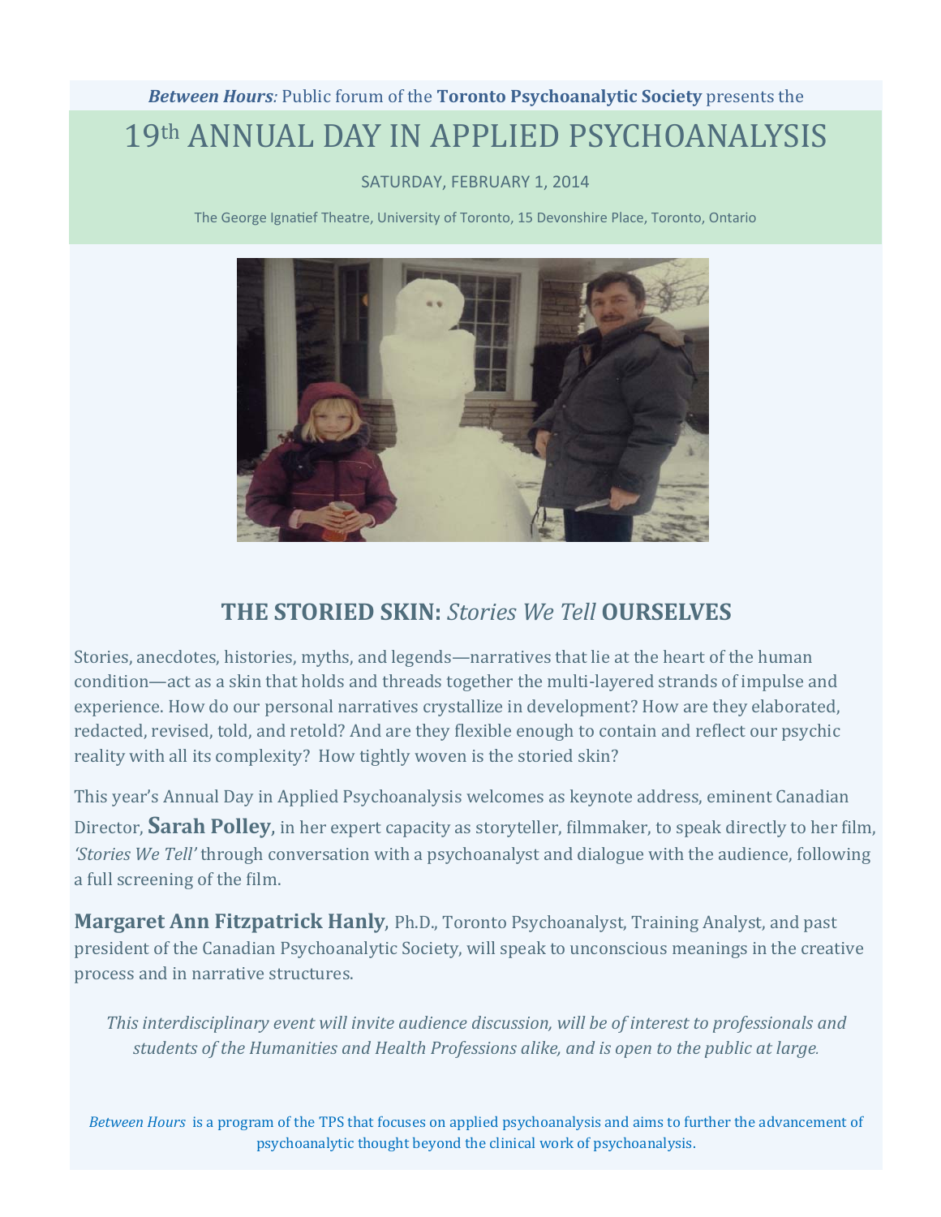***Between Hours***: Public forum of the **Toronto Psychoanalytic Society** presents the

# 19th ANNUAL DAY IN APPLIED PSYCHOANALYSIS

SATURDAY, FEBRUARY 1, 2014

The George Ignatief Theatre, University of Toronto, 15 Devonshire Place, Toronto, Ontario

## THE STORIED SKIN: *Stories We Tell* OURSELVES

Stories, anecdotes, histories, myths, and legends—narratives that lie at the heart of the human condition—act as a skin that holds and threads together the multi-layered strands of impulse and experience. How do our personal narratives crystallize in development? How are they elaborated, redacted, revised, told, and retold? And are they flexible enough to contain and reflect our psychic reality with all its complexity? How tightly woven is the storied skin?

This year's Annual Day in Applied Psychoanalysis welcomes as keynote address, eminent Canadian Director, **Sarah Polley**, in her expert capacity as storyteller, filmmaker, to speak directly to her film, *'Stories We Tell'* through conversation with a psychoanalyst and dialogue with the audience, following a full screening of the film.

**Margaret Ann Fitzpatrick Hanly**, Ph.D., Toronto Psychoanalyst, Training Analyst, and past president of the Canadian Psychoanalytic Society, will speak to unconscious meanings in the creative process and in narrative structures.

*This interdisciplinary event will invite audience discussion, will be of interest to professionals and students of the Humanities and Health Professions alike, and is open to the public at large.*

*Between Hours* is a program of the TPS that focuses on applied psychoanalysis and aims to further the advancement of psychoanalytic thought beyond the clinical work of psychoanalysis.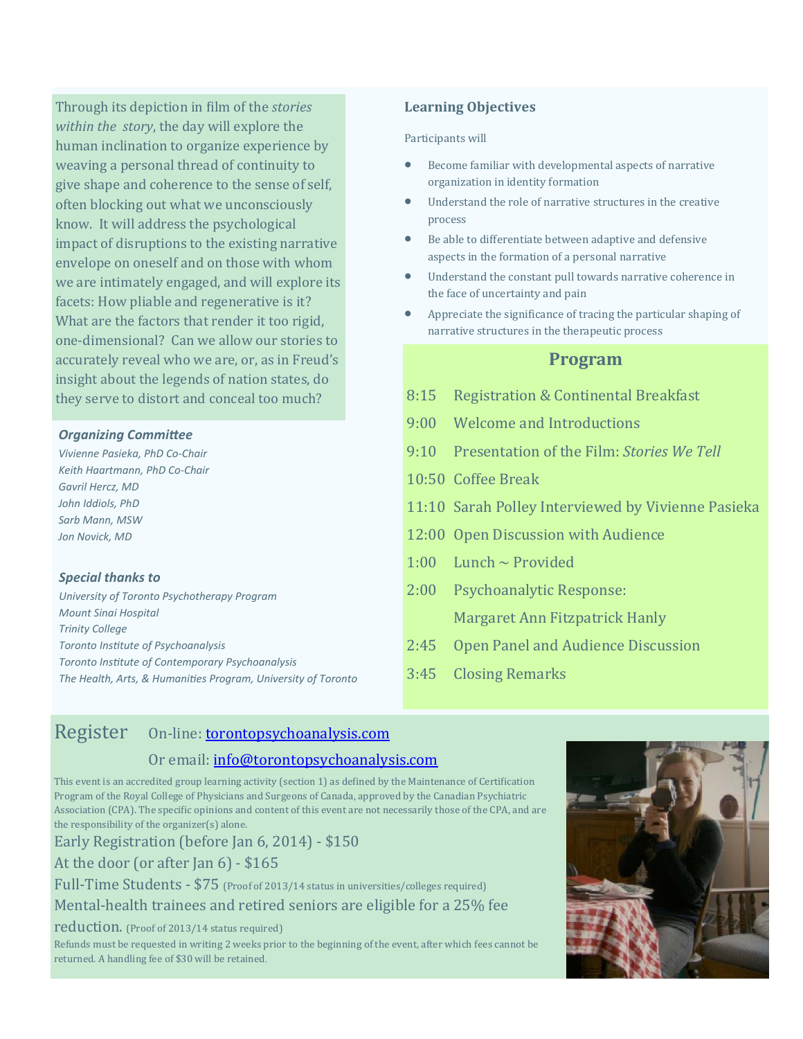Through its depiction in film of the *stories within the story*, the day will explore the human inclination to organize experience by weaving a personal thread of continuity to give shape and coherence to the sense of self, often blocking out what we unconsciously know. It will address the psychological impact of disruptions to the existing narrative envelope on oneself and on those with whom we are intimately engaged, and will explore its facets: How pliable and regenerative is it? What are the factors that render it too rigid, one-dimensional? Can we allow our stories to accurately reveal who we are, or, as in Freud's insight about the legends of nation states, do they serve to distort and conceal too much?

### *Organizing Committee*

*Vivienne Pasieka, PhD Co-Chair*
*Keith Haartmann, PhD Co-Chair*
*Gavril Hercz, MD*
*John Iddiols, PhD*
*Sarb Mann, MSW*
*Jon Novick, MD*

### *Special thanks to*

*University of Toronto Psychotherapy Program*
*Mount Sinai Hospital*
*Trinity College*
*Toronto Institute of Psychoanalysis*
*Toronto Institute of Contemporary Psychoanalysis*
*The Health, Arts, & Humanities Program, University of Toronto*

### Learning Objectives

Participants will

- Become familiar with developmental aspects of narrative organization in identity formation
- Understand the role of narrative structures in the creative process
- Be able to differentiate between adaptive and defensive aspects in the formation of a personal narrative
- Understand the constant pull towards narrative coherence in the face of uncertainty and pain
- Appreciate the significance of tracing the particular shaping of narrative structures in the therapeutic process

## Program

| | |
|---|---|
| 8:15 | Registration & Continental Breakfast |
| 9:00 | Welcome and Introductions |
| 9:10 | Presentation of the Film: *Stories We Tell* |
| 10:50 | Coffee Break |
| 11:10 | Sarah Polley Interviewed by Vivienne Pasieka |
| 12:00 | Open Discussion with Audience |
| 1:00 | Lunch ~ Provided |
| 2:00 | Psychoanalytic Response: Margaret Ann Fitzpatrick Hanly |
| 2:45 | Open Panel and Audience Discussion |
| 3:45 | Closing Remarks |

## Register

On-line: torontopsychoanalysis.com

Or email: info@torontopsychoanalysis.com

This event is an accredited group learning activity (section 1) as defined by the Maintenance of Certification Program of the Royal College of Physicians and Surgeons of Canada, approved by the Canadian Psychiatric Association (CPA). The specific opinions and content of this event are not necessarily those of the CPA, and are the responsibility of the organizer(s) alone.

Early Registration (before Jan 6, 2014) - $150

At the door (or after Jan 6) - $165

Full-Time Students - $75 (Proof of 2013/14 status in universities/colleges required)

Mental-health trainees and retired seniors are eligible for a 25% fee reduction. (Proof of 2013/14 status required)

Refunds must be requested in writing 2 weeks prior to the beginning of the event, after which fees cannot be returned. A handling fee of $30 will be retained.